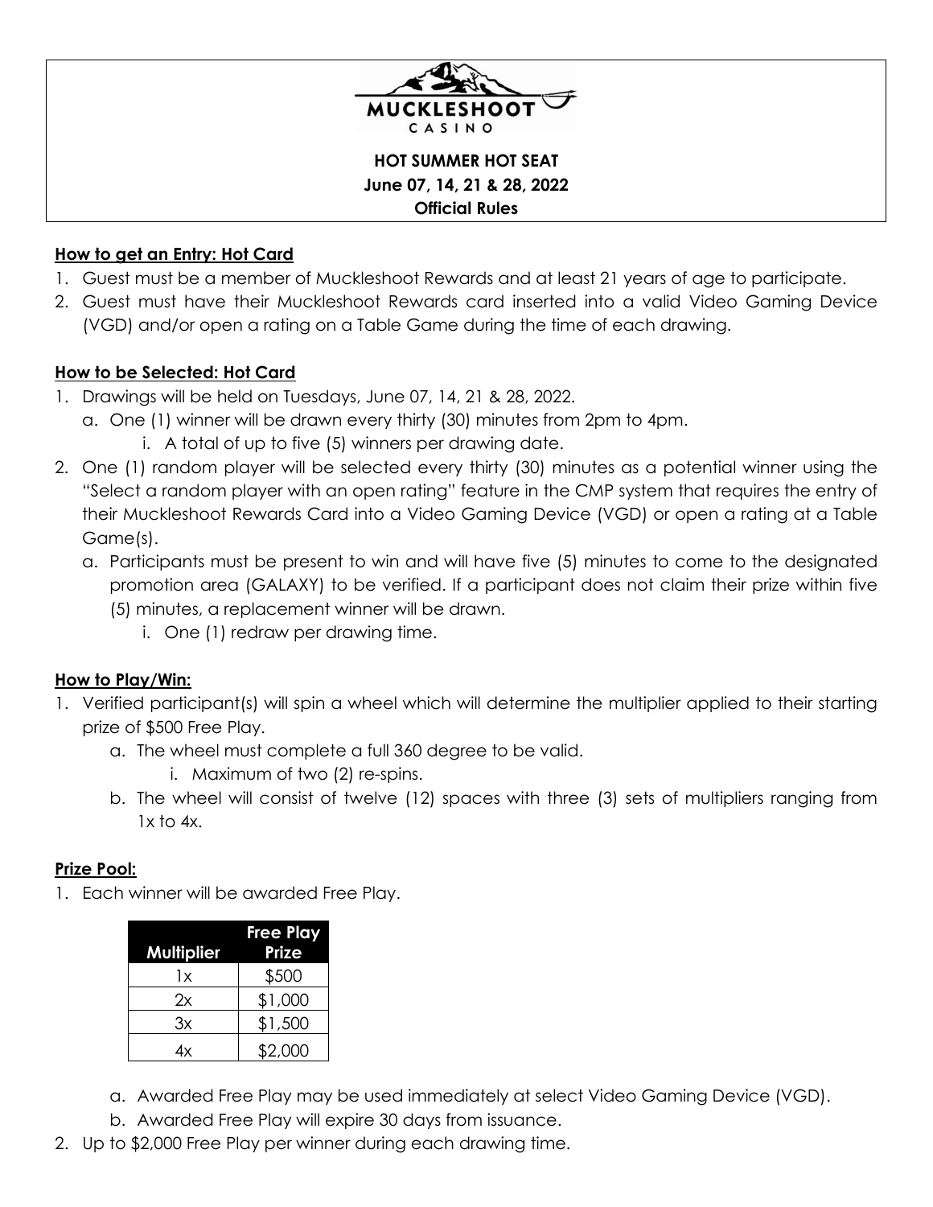MUCKLESHOOT CASINO

**HOT SUMMER HOT SEAT**
**June 07, 14, 21 & 28, 2022**
**Official Rules**

## How to get an Entry: Hot Card

1. Guest must be a member of Muckleshoot Rewards and at least 21 years of age to participate.
2. Guest must have their Muckleshoot Rewards card inserted into a valid Video Gaming Device (VGD) and/or open a rating on a Table Game during the time of each drawing.

## How to be Selected: Hot Card

1. Drawings will be held on Tuesdays, June 07, 14, 21 & 28, 2022.
   a. One (1) winner will be drawn every thirty (30) minutes from 2pm to 4pm.
      i. A total of up to five (5) winners per drawing date.
2. One (1) random player will be selected every thirty (30) minutes as a potential winner using the "Select a random player with an open rating" feature in the CMP system that requires the entry of their Muckleshoot Rewards Card into a Video Gaming Device (VGD) or open a rating at a Table Game(s).
   a. Participants must be present to win and will have five (5) minutes to come to the designated promotion area (GALAXY) to be verified. If a participant does not claim their prize within five (5) minutes, a replacement winner will be drawn.
      i. One (1) redraw per drawing time.

## How to Play/Win:

1. Verified participant(s) will spin a wheel which will determine the multiplier applied to their starting prize of $500 Free Play.
   a. The wheel must complete a full 360 degree to be valid.
      i. Maximum of two (2) re-spins.
   b. The wheel will consist of twelve (12) spaces with three (3) sets of multipliers ranging from 1x to 4x.

## Prize Pool:

1. Each winner will be awarded Free Play.

| Multiplier | Free Play Prize |
|---|---|
| 1x | $500 |
| 2x | $1,000 |
| 3x | $1,500 |
| 4x | $2,000 |

   a. Awarded Free Play may be used immediately at select Video Gaming Device (VGD).
   b. Awarded Free Play will expire 30 days from issuance.
2. Up to $2,000 Free Play per winner during each drawing time.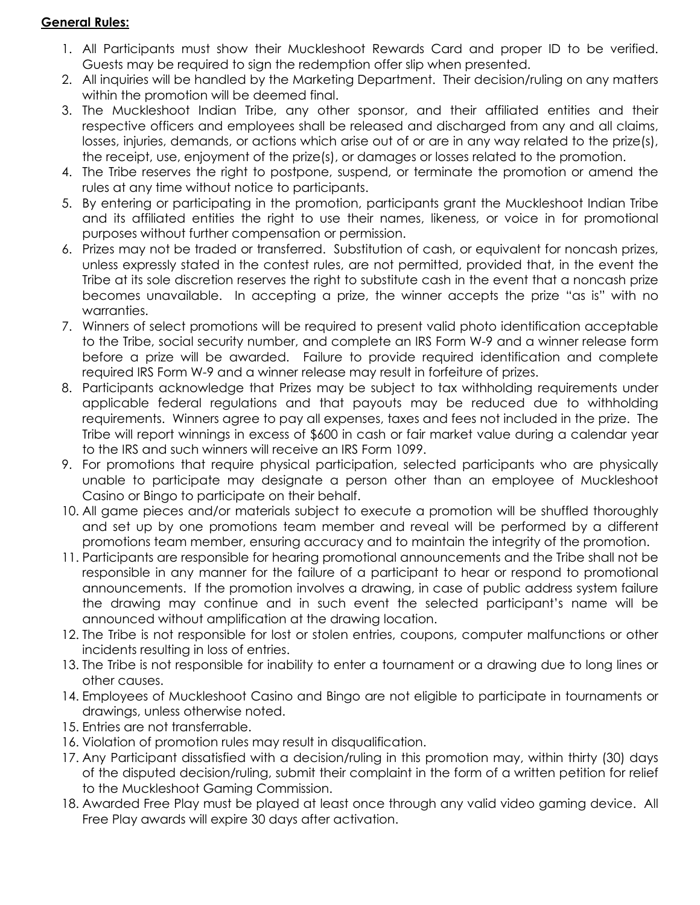**General Rules:**

1. All Participants must show their Muckleshoot Rewards Card and proper ID to be verified. Guests may be required to sign the redemption offer slip when presented.
2. All inquiries will be handled by the Marketing Department. Their decision/ruling on any matters within the promotion will be deemed final.
3. The Muckleshoot Indian Tribe, any other sponsor, and their affiliated entities and their respective officers and employees shall be released and discharged from any and all claims, losses, injuries, demands, or actions which arise out of or are in any way related to the prize(s), the receipt, use, enjoyment of the prize(s), or damages or losses related to the promotion.
4. The Tribe reserves the right to postpone, suspend, or terminate the promotion or amend the rules at any time without notice to participants.
5. By entering or participating in the promotion, participants grant the Muckleshoot Indian Tribe and its affiliated entities the right to use their names, likeness, or voice in for promotional purposes without further compensation or permission.
6. Prizes may not be traded or transferred. Substitution of cash, or equivalent for noncash prizes, unless expressly stated in the contest rules, are not permitted, provided that, in the event the Tribe at its sole discretion reserves the right to substitute cash in the event that a noncash prize becomes unavailable. In accepting a prize, the winner accepts the prize "as is" with no warranties.
7. Winners of select promotions will be required to present valid photo identification acceptable to the Tribe, social security number, and complete an IRS Form W-9 and a winner release form before a prize will be awarded. Failure to provide required identification and complete required IRS Form W-9 and a winner release may result in forfeiture of prizes.
8. Participants acknowledge that Prizes may be subject to tax withholding requirements under applicable federal regulations and that payouts may be reduced due to withholding requirements. Winners agree to pay all expenses, taxes and fees not included in the prize. The Tribe will report winnings in excess of $600 in cash or fair market value during a calendar year to the IRS and such winners will receive an IRS Form 1099.
9. For promotions that require physical participation, selected participants who are physically unable to participate may designate a person other than an employee of Muckleshoot Casino or Bingo to participate on their behalf.
10. All game pieces and/or materials subject to execute a promotion will be shuffled thoroughly and set up by one promotions team member and reveal will be performed by a different promotions team member, ensuring accuracy and to maintain the integrity of the promotion.
11. Participants are responsible for hearing promotional announcements and the Tribe shall not be responsible in any manner for the failure of a participant to hear or respond to promotional announcements. If the promotion involves a drawing, in case of public address system failure the drawing may continue and in such event the selected participant's name will be announced without amplification at the drawing location.
12. The Tribe is not responsible for lost or stolen entries, coupons, computer malfunctions or other incidents resulting in loss of entries.
13. The Tribe is not responsible for inability to enter a tournament or a drawing due to long lines or other causes.
14. Employees of Muckleshoot Casino and Bingo are not eligible to participate in tournaments or drawings, unless otherwise noted.
15. Entries are not transferrable.
16. Violation of promotion rules may result in disqualification.
17. Any Participant dissatisfied with a decision/ruling in this promotion may, within thirty (30) days of the disputed decision/ruling, submit their complaint in the form of a written petition for relief to the Muckleshoot Gaming Commission.
18. Awarded Free Play must be played at least once through any valid video gaming device. All Free Play awards will expire 30 days after activation.